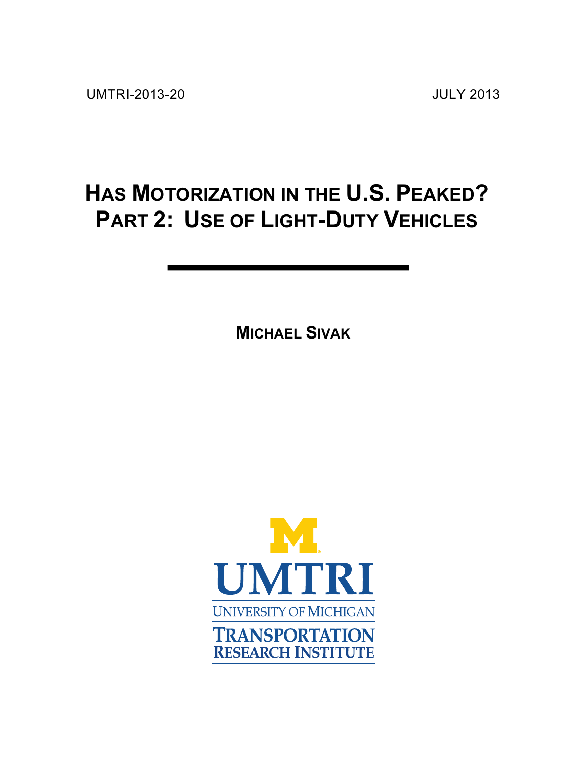UMTRI-2013-20 JULY 2013

# Has Motorization in the U.S. Peaked? Part 2: Use of Light-Duty Vehicles

**Michael Sivak**

UMTRI
UNIVERSITY OF MICHIGAN
TRANSPORTATION RESEARCH INSTITUTE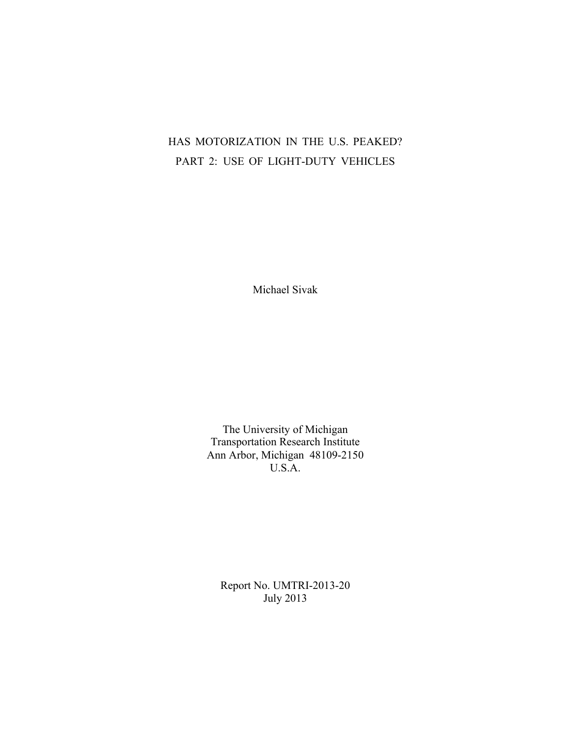# HAS MOTORIZATION IN THE U.S. PEAKED?
## PART 2: USE OF LIGHT-DUTY VEHICLES

Michael Sivak

The University of Michigan
Transportation Research Institute
Ann Arbor, Michigan 48109-2150
U.S.A.

Report No. UMTRI-2013-20
July 2013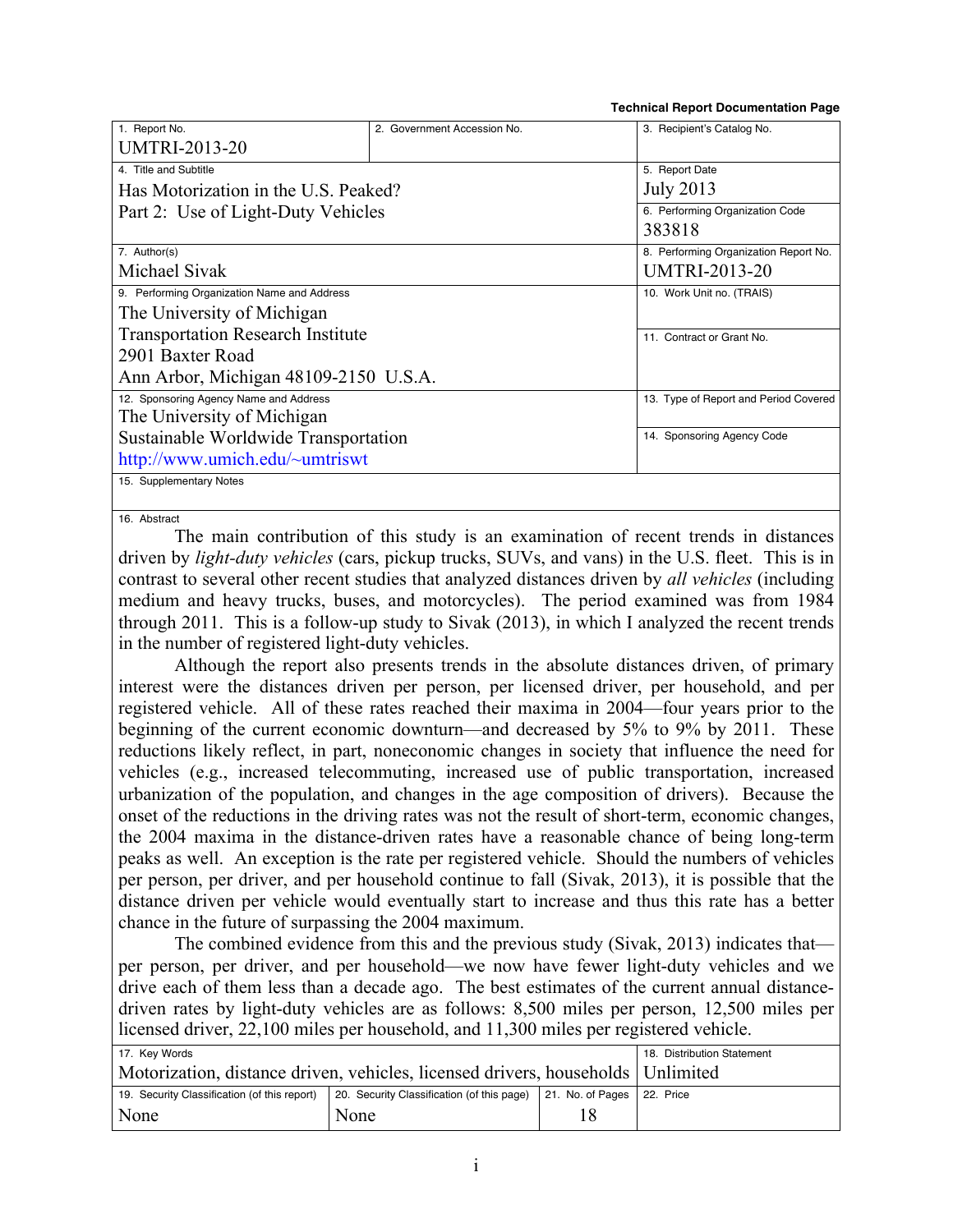**Technical Report Documentation Page**

| 1. Report No. | 2. Government Accession No. | 3. Recipient's Catalog No. |
|---|---|---|
| UMTRI-2013-20 | | |
| 4. Title and Subtitle<br>Has Motorization in the U.S. Peaked?<br>Part 2: Use of Light-Duty Vehicles | | 5. Report Date<br>July 2013 |
| | | 6. Performing Organization Code<br>383818 |
| 7. Author(s)<br>Michael Sivak | | 8. Performing Organization Report No.<br>UMTRI-2013-20 |
| 9. Performing Organization Name and Address<br>The University of Michigan<br>Transportation Research Institute<br>2901 Baxter Road<br>Ann Arbor, Michigan 48109-2150 U.S.A. | | 10. Work Unit no. (TRAIS) |
| | | 11. Contract or Grant No. |
| 12. Sponsoring Agency Name and Address<br>The University of Michigan<br>Sustainable Worldwide Transportation<br>http://www.umich.edu/~umtriswt | | 13. Type of Report and Period Covered |
| | | 14. Sponsoring Agency Code |
| 15. Supplementary Notes | | |

16. Abstract

The main contribution of this study is an examination of recent trends in distances driven by *light-duty vehicles* (cars, pickup trucks, SUVs, and vans) in the U.S. fleet. This is in contrast to several other recent studies that analyzed distances driven by *all vehicles* (including medium and heavy trucks, buses, and motorcycles). The period examined was from 1984 through 2011. This is a follow-up study to Sivak (2013), in which I analyzed the recent trends in the number of registered light-duty vehicles.

Although the report also presents trends in the absolute distances driven, of primary interest were the distances driven per person, per licensed driver, per household, and per registered vehicle. All of these rates reached their maxima in 2004—four years prior to the beginning of the current economic downturn—and decreased by 5% to 9% by 2011. These reductions likely reflect, in part, noneconomic changes in society that influence the need for vehicles (e.g., increased telecommuting, increased use of public transportation, increased urbanization of the population, and changes in the age composition of drivers). Because the onset of the reductions in the driving rates was not the result of short-term, economic changes, the 2004 maxima in the distance-driven rates have a reasonable chance of being long-term peaks as well. An exception is the rate per registered vehicle. Should the numbers of vehicles per person, per driver, and per household continue to fall (Sivak, 2013), it is possible that the distance driven per vehicle would eventually start to increase and thus this rate has a better chance in the future of surpassing the 2004 maximum.

The combined evidence from this and the previous study (Sivak, 2013) indicates that—per person, per driver, and per household—we now have fewer light-duty vehicles and we drive each of them less than a decade ago. The best estimates of the current annual distance-driven rates by light-duty vehicles are as follows: 8,500 miles per person, 12,500 miles per licensed driver, 22,100 miles per household, and 11,300 miles per registered vehicle.

| 17. Key Words | | | 18. Distribution Statement |
|---|---|---|---|
| Motorization, distance driven, vehicles, licensed drivers, households | | | Unlimited |
| 19. Security Classification (of this report) | 20. Security Classification (of this page) | 21. No. of Pages | 22. Price |
| None | None | 18 | |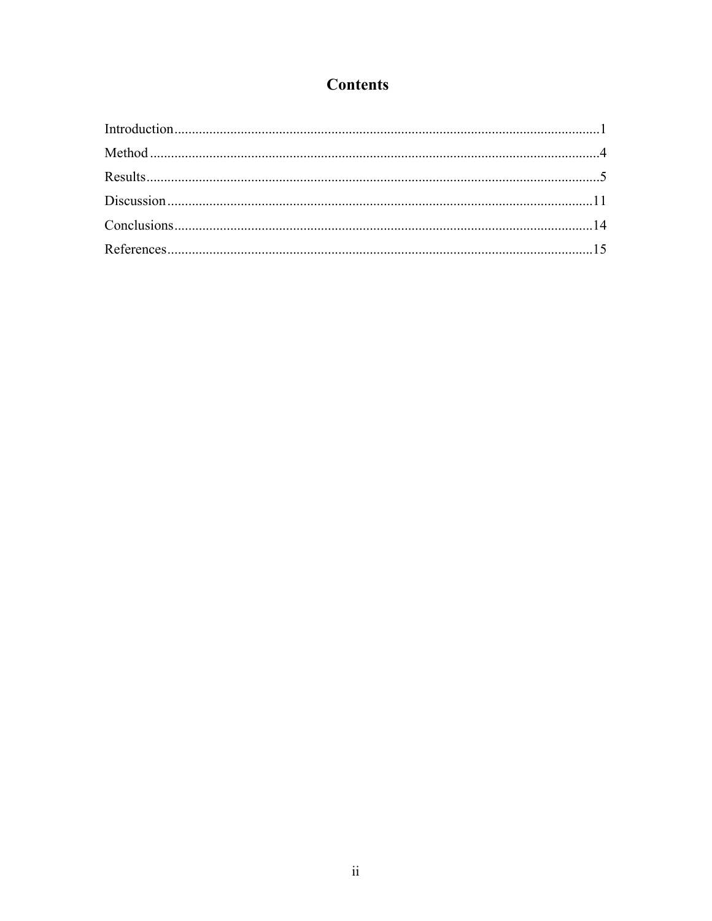# Contents

Introduction........................................................................................................................1
Method ...............................................................................................................................4
Results................................................................................................................................5
Discussion .........................................................................................................................11
Conclusions.......................................................................................................................14
References.........................................................................................................................15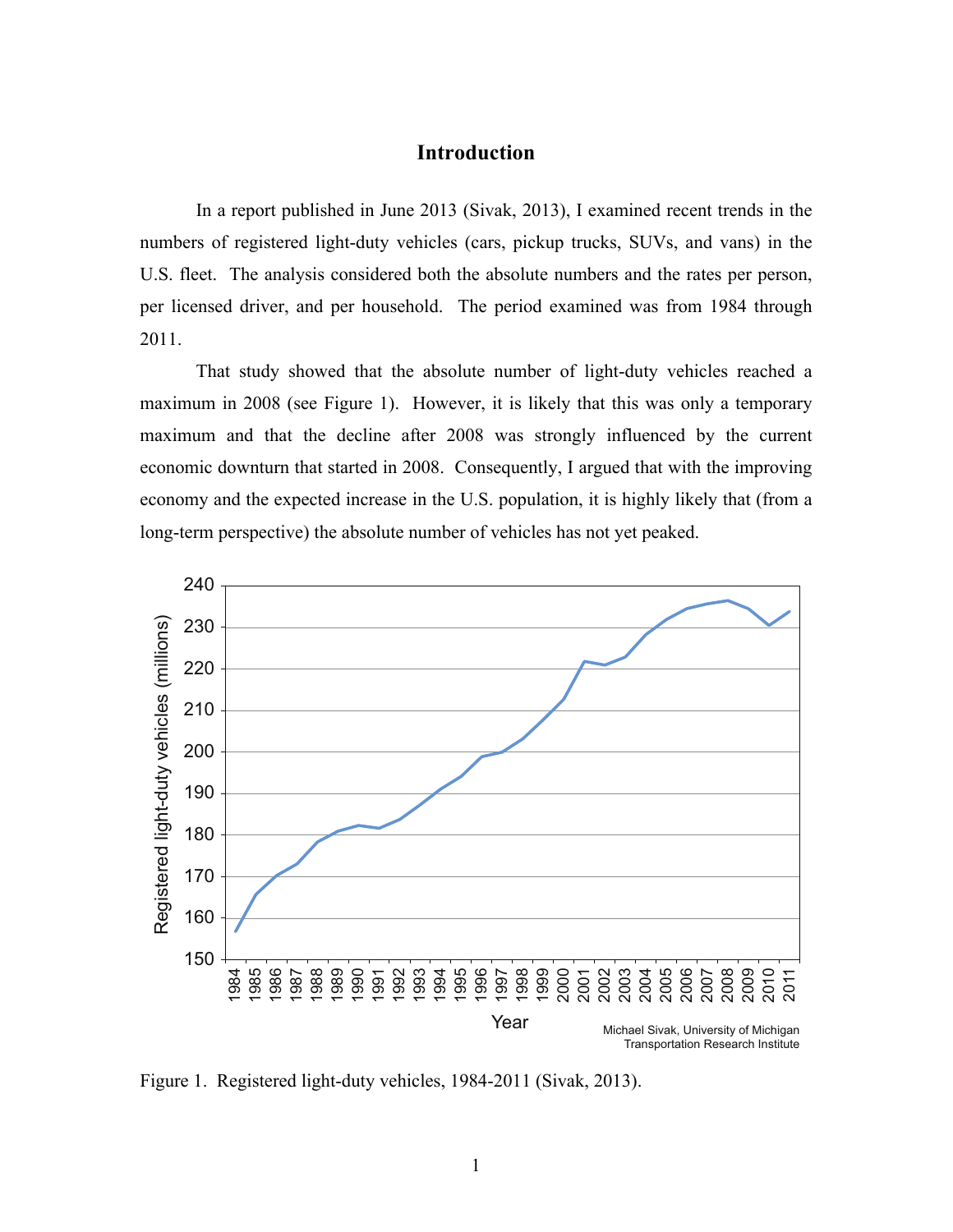# Introduction

In a report published in June 2013 (Sivak, 2013), I examined recent trends in the numbers of registered light-duty vehicles (cars, pickup trucks, SUVs, and vans) in the U.S. fleet. The analysis considered both the absolute numbers and the rates per person, per licensed driver, and per household. The period examined was from 1984 through 2011.

That study showed that the absolute number of light-duty vehicles reached a maximum in 2008 (see Figure 1). However, it is likely that this was only a temporary maximum and that the decline after 2008 was strongly influenced by the current economic downturn that started in 2008. Consequently, I argued that with the improving economy and the expected increase in the U.S. population, it is highly likely that (from a long-term perspective) the absolute number of vehicles has not yet peaked.

Figure 1. Registered light-duty vehicles, 1984-2011 (Sivak, 2013).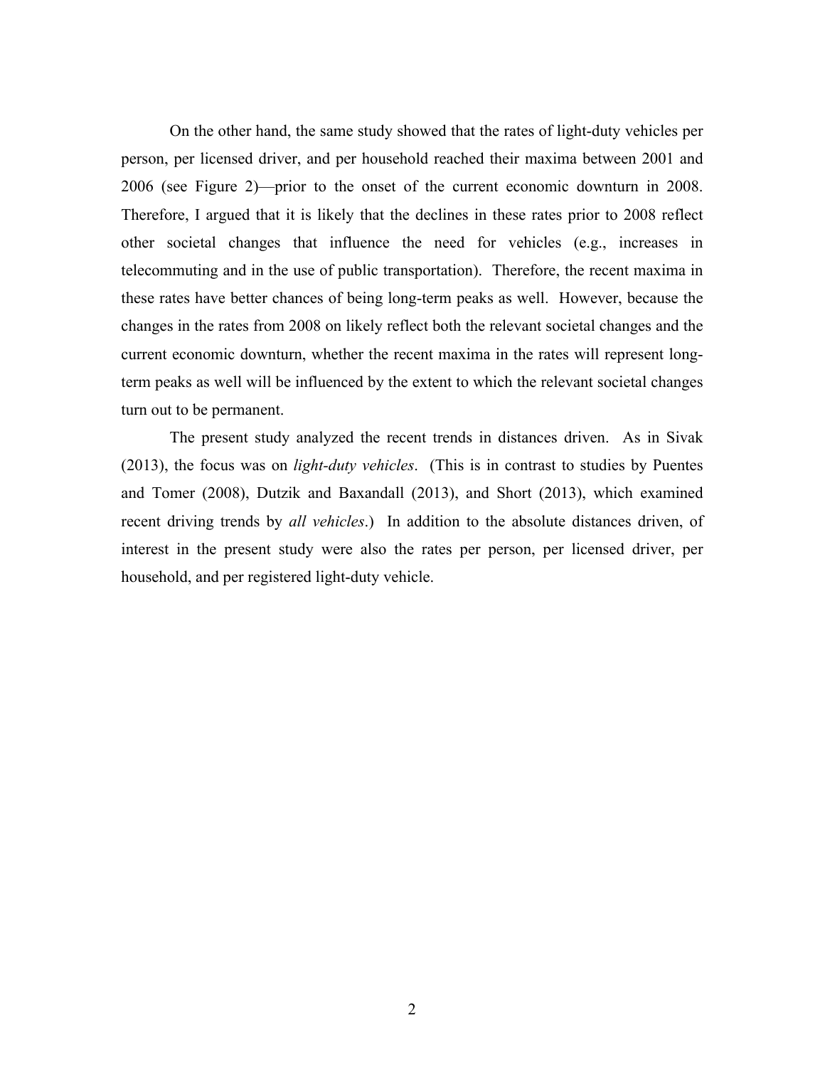On the other hand, the same study showed that the rates of light-duty vehicles per person, per licensed driver, and per household reached their maxima between 2001 and 2006 (see Figure 2)—prior to the onset of the current economic downturn in 2008. Therefore, I argued that it is likely that the declines in these rates prior to 2008 reflect other societal changes that influence the need for vehicles (e.g., increases in telecommuting and in the use of public transportation). Therefore, the recent maxima in these rates have better chances of being long-term peaks as well. However, because the changes in the rates from 2008 on likely reflect both the relevant societal changes and the current economic downturn, whether the recent maxima in the rates will represent long-term peaks as well will be influenced by the extent to which the relevant societal changes turn out to be permanent.

The present study analyzed the recent trends in distances driven. As in Sivak (2013), the focus was on *light-duty vehicles*. (This is in contrast to studies by Puentes and Tomer (2008), Dutzik and Baxandall (2013), and Short (2013), which examined recent driving trends by *all vehicles*.) In addition to the absolute distances driven, of interest in the present study were also the rates per person, per licensed driver, per household, and per registered light-duty vehicle.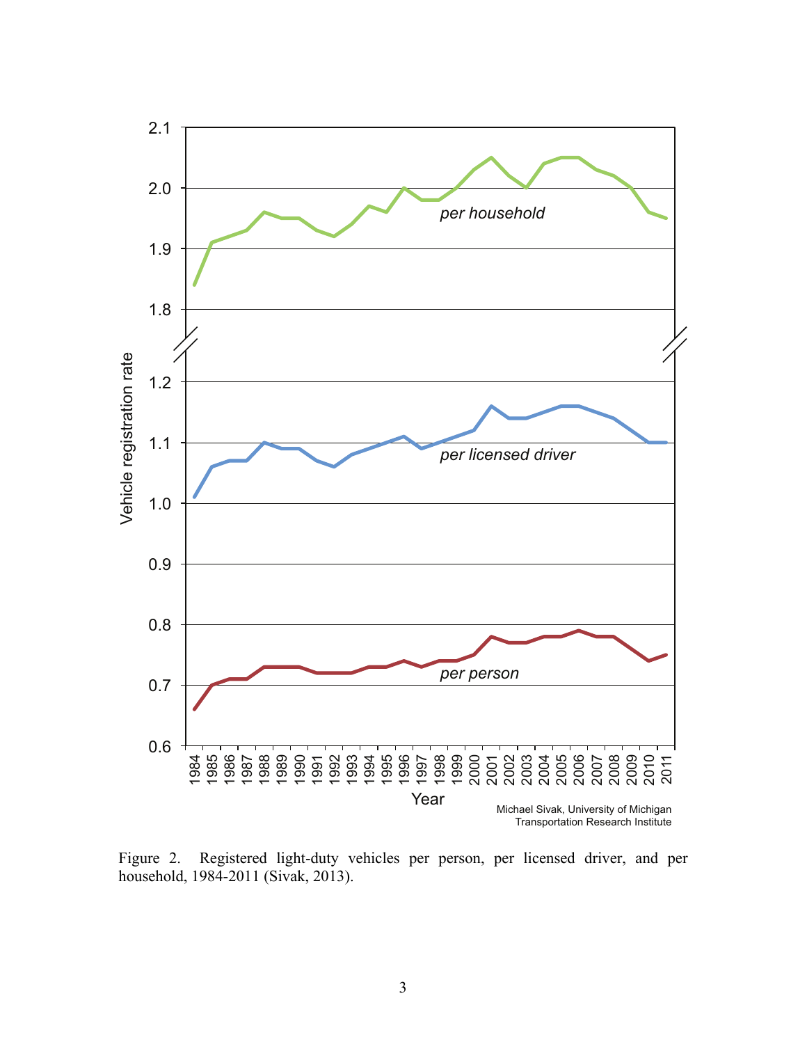Figure 2. Registered light-duty vehicles per person, per licensed driver, and per household, 1984-2011 (Sivak, 2013).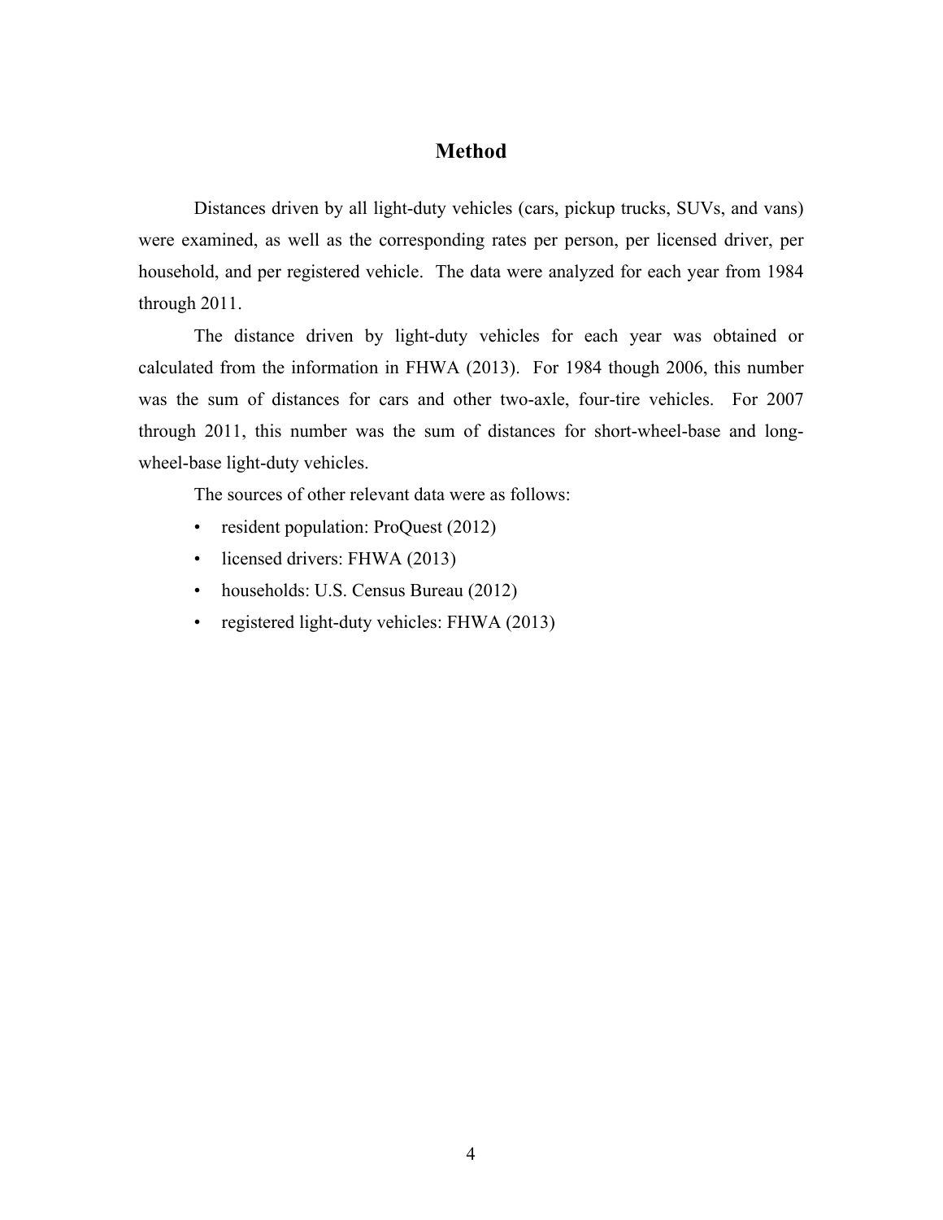# Method

Distances driven by all light-duty vehicles (cars, pickup trucks, SUVs, and vans) were examined, as well as the corresponding rates per person, per licensed driver, per household, and per registered vehicle. The data were analyzed for each year from 1984 through 2011.

The distance driven by light-duty vehicles for each year was obtained or calculated from the information in FHWA (2013). For 1984 though 2006, this number was the sum of distances for cars and other two-axle, four-tire vehicles. For 2007 through 2011, this number was the sum of distances for short-wheel-base and long-wheel-base light-duty vehicles.

The sources of other relevant data were as follows:

- resident population: ProQuest (2012)
- licensed drivers: FHWA (2013)
- households: U.S. Census Bureau (2012)
- registered light-duty vehicles: FHWA (2013)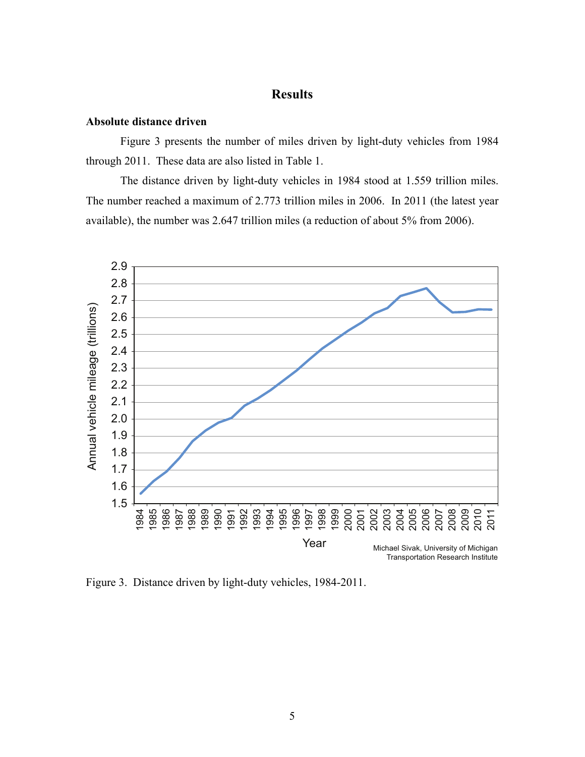## Results

### Absolute distance driven

Figure 3 presents the number of miles driven by light-duty vehicles from 1984 through 2011. These data are also listed in Table 1.

The distance driven by light-duty vehicles in 1984 stood at 1.559 trillion miles. The number reached a maximum of 2.773 trillion miles in 2006. In 2011 (the latest year available), the number was 2.647 trillion miles (a reduction of about 5% from 2006).

Figure 3. Distance driven by light-duty vehicles, 1984-2011.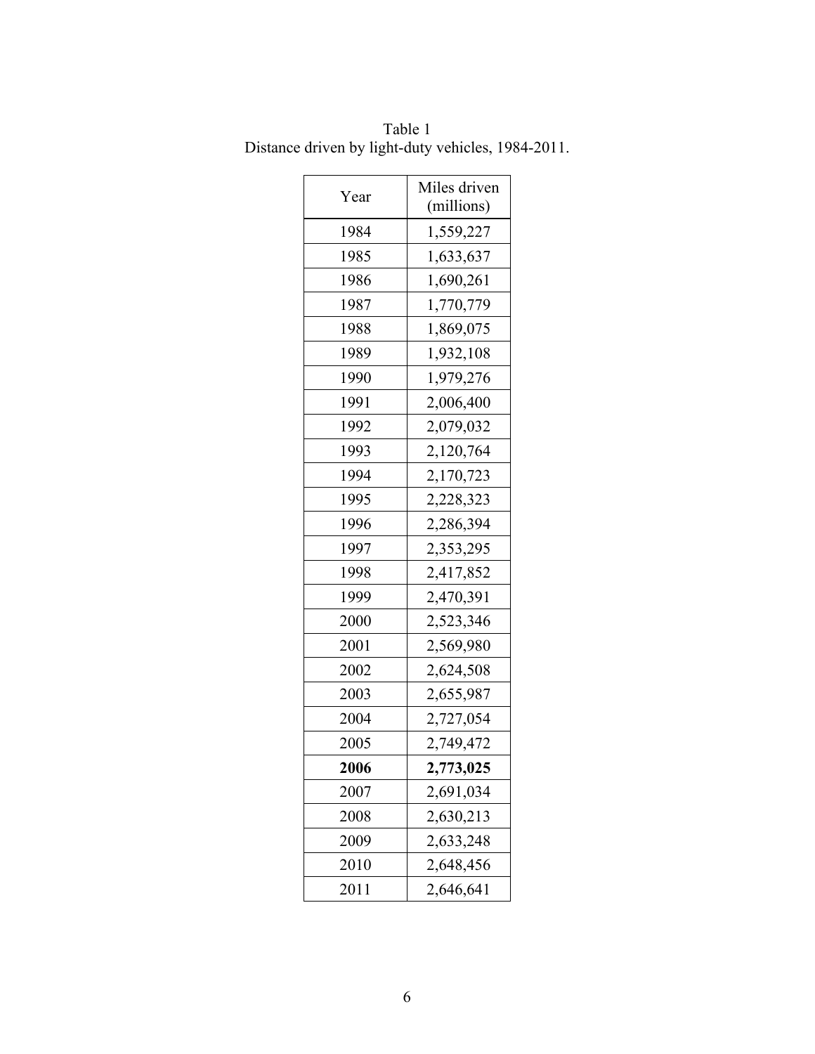Table 1
Distance driven by light-duty vehicles, 1984-2011.

| Year | Miles driven (millions) |
|---|---|
| 1984 | 1,559,227 |
| 1985 | 1,633,637 |
| 1986 | 1,690,261 |
| 1987 | 1,770,779 |
| 1988 | 1,869,075 |
| 1989 | 1,932,108 |
| 1990 | 1,979,276 |
| 1991 | 2,006,400 |
| 1992 | 2,079,032 |
| 1993 | 2,120,764 |
| 1994 | 2,170,723 |
| 1995 | 2,228,323 |
| 1996 | 2,286,394 |
| 1997 | 2,353,295 |
| 1998 | 2,417,852 |
| 1999 | 2,470,391 |
| 2000 | 2,523,346 |
| 2001 | 2,569,980 |
| 2002 | 2,624,508 |
| 2003 | 2,655,987 |
| 2004 | 2,727,054 |
| 2005 | 2,749,472 |
| **2006** | **2,773,025** |
| 2007 | 2,691,034 |
| 2008 | 2,630,213 |
| 2009 | 2,633,248 |
| 2010 | 2,648,456 |
| 2011 | 2,646,641 |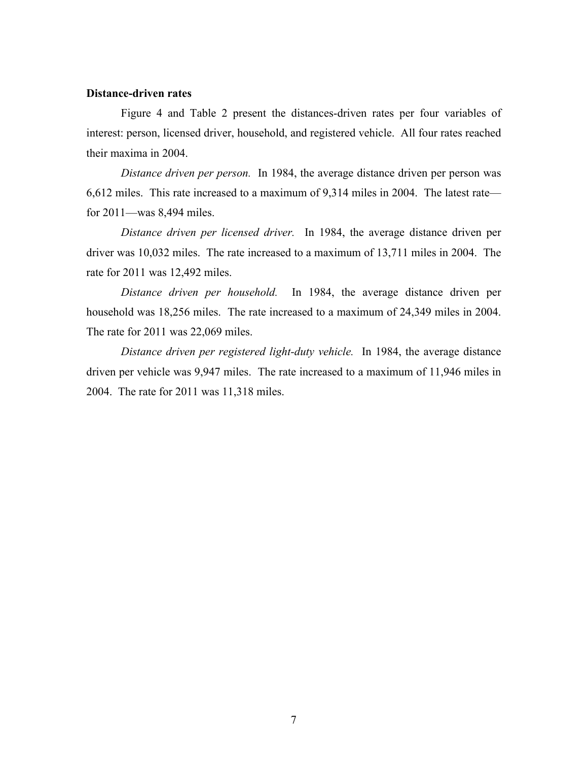**Distance-driven rates**

Figure 4 and Table 2 present the distances-driven rates per four variables of interest: person, licensed driver, household, and registered vehicle. All four rates reached their maxima in 2004.

*Distance driven per person.* In 1984, the average distance driven per person was 6,612 miles. This rate increased to a maximum of 9,314 miles in 2004. The latest rate—for 2011—was 8,494 miles.

*Distance driven per licensed driver.* In 1984, the average distance driven per driver was 10,032 miles. The rate increased to a maximum of 13,711 miles in 2004. The rate for 2011 was 12,492 miles.

*Distance driven per household.* In 1984, the average distance driven per household was 18,256 miles. The rate increased to a maximum of 24,349 miles in 2004. The rate for 2011 was 22,069 miles.

*Distance driven per registered light-duty vehicle.* In 1984, the average distance driven per vehicle was 9,947 miles. The rate increased to a maximum of 11,946 miles in 2004. The rate for 2011 was 11,318 miles.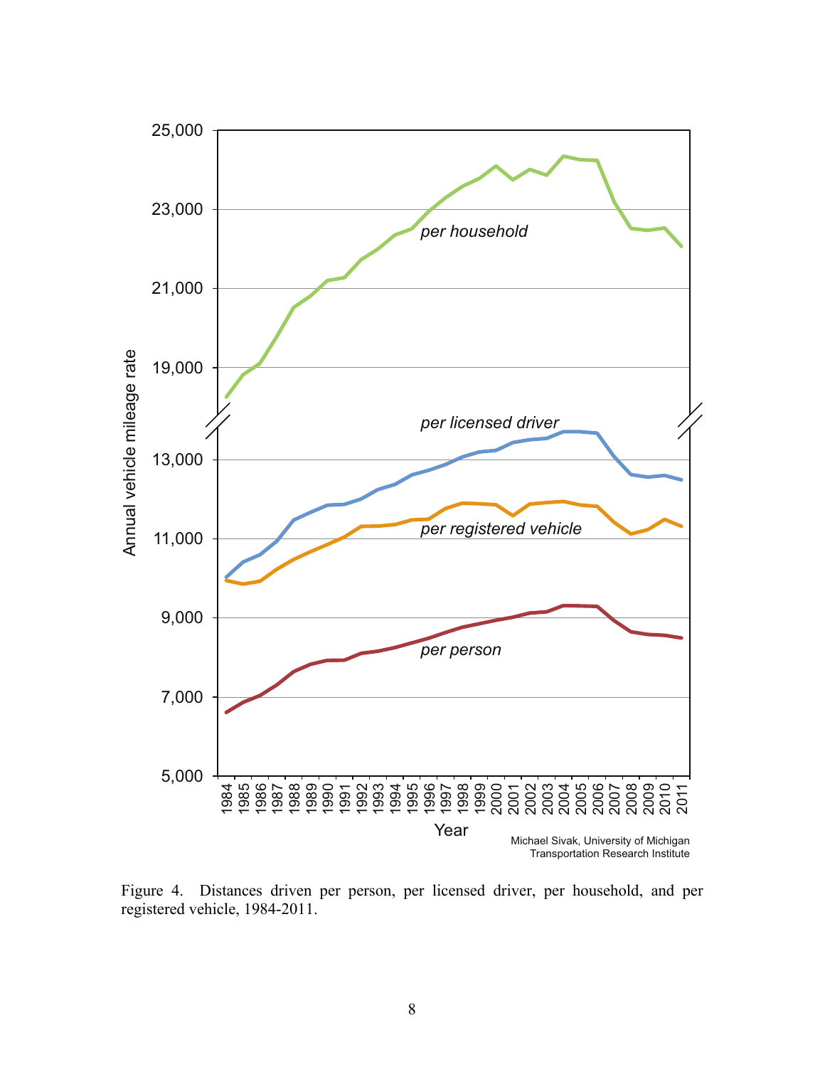Figure 4. Distances driven per person, per licensed driver, per household, and per registered vehicle, 1984-2011.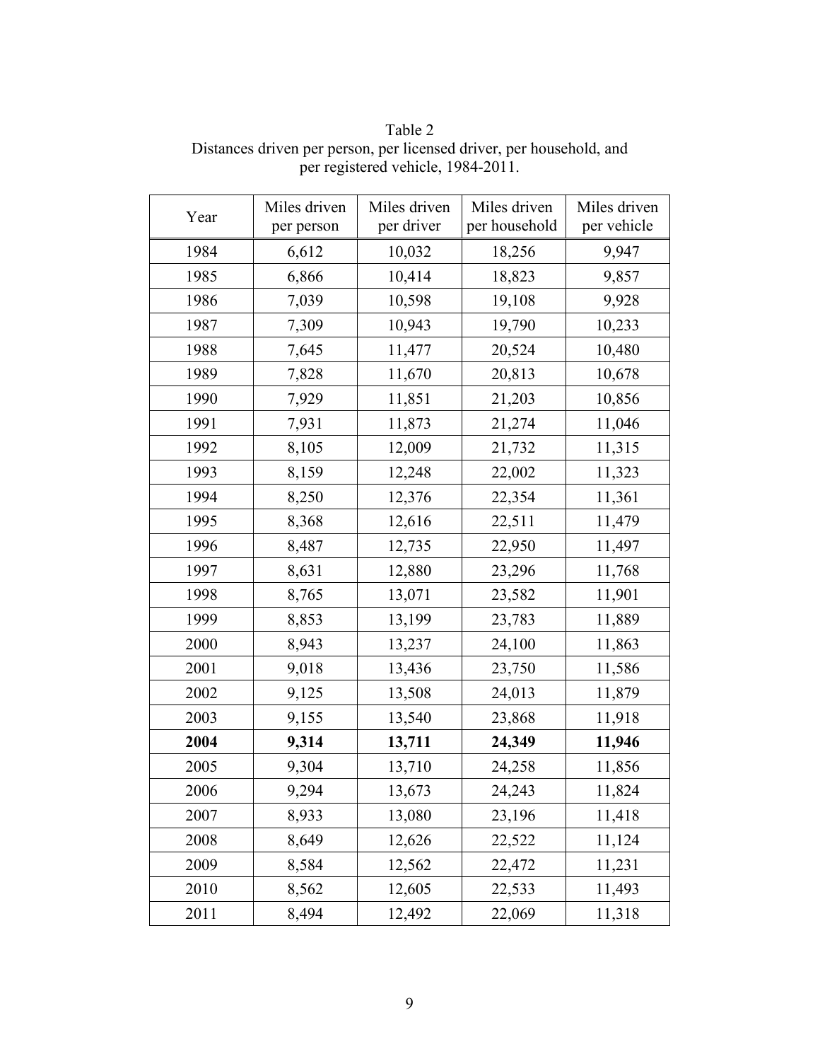Table 2
Distances driven per person, per licensed driver, per household, and per registered vehicle, 1984-2011.

| Year | Miles driven per person | Miles driven per driver | Miles driven per household | Miles driven per vehicle |
|---|---|---|---|---|
| 1984 | 6,612 | 10,032 | 18,256 | 9,947 |
| 1985 | 6,866 | 10,414 | 18,823 | 9,857 |
| 1986 | 7,039 | 10,598 | 19,108 | 9,928 |
| 1987 | 7,309 | 10,943 | 19,790 | 10,233 |
| 1988 | 7,645 | 11,477 | 20,524 | 10,480 |
| 1989 | 7,828 | 11,670 | 20,813 | 10,678 |
| 1990 | 7,929 | 11,851 | 21,203 | 10,856 |
| 1991 | 7,931 | 11,873 | 21,274 | 11,046 |
| 1992 | 8,105 | 12,009 | 21,732 | 11,315 |
| 1993 | 8,159 | 12,248 | 22,002 | 11,323 |
| 1994 | 8,250 | 12,376 | 22,354 | 11,361 |
| 1995 | 8,368 | 12,616 | 22,511 | 11,479 |
| 1996 | 8,487 | 12,735 | 22,950 | 11,497 |
| 1997 | 8,631 | 12,880 | 23,296 | 11,768 |
| 1998 | 8,765 | 13,071 | 23,582 | 11,901 |
| 1999 | 8,853 | 13,199 | 23,783 | 11,889 |
| 2000 | 8,943 | 13,237 | 24,100 | 11,863 |
| 2001 | 9,018 | 13,436 | 23,750 | 11,586 |
| 2002 | 9,125 | 13,508 | 24,013 | 11,879 |
| 2003 | 9,155 | 13,540 | 23,868 | 11,918 |
| **2004** | **9,314** | **13,711** | **24,349** | **11,946** |
| 2005 | 9,304 | 13,710 | 24,258 | 11,856 |
| 2006 | 9,294 | 13,673 | 24,243 | 11,824 |
| 2007 | 8,933 | 13,080 | 23,196 | 11,418 |
| 2008 | 8,649 | 12,626 | 22,522 | 11,124 |
| 2009 | 8,584 | 12,562 | 22,472 | 11,231 |
| 2010 | 8,562 | 12,605 | 22,533 | 11,493 |
| 2011 | 8,494 | 12,492 | 22,069 | 11,318 |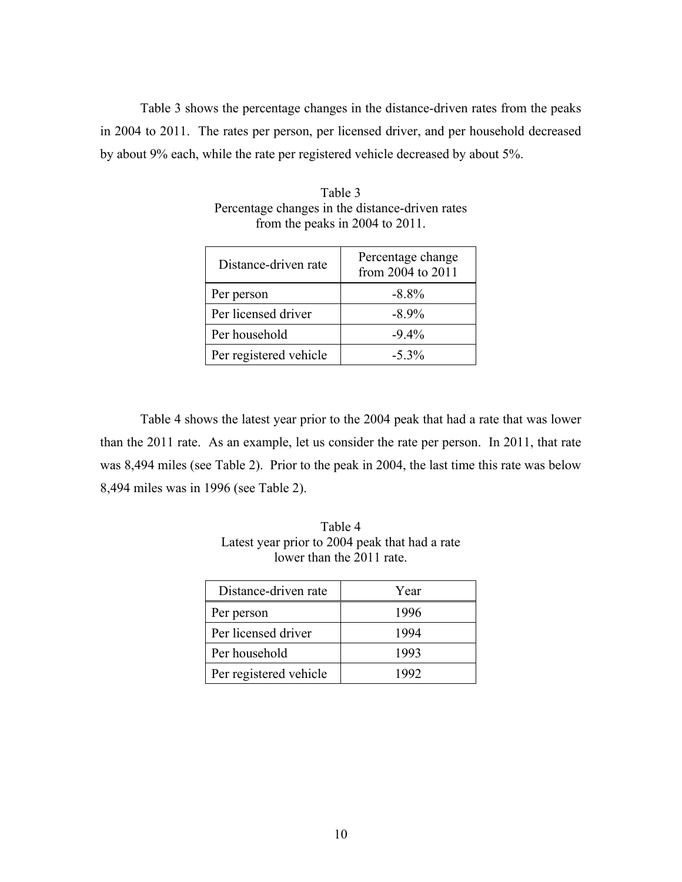Table 3 shows the percentage changes in the distance-driven rates from the peaks in 2004 to 2011. The rates per person, per licensed driver, and per household decreased by about 9% each, while the rate per registered vehicle decreased by about 5%.

Table 3
Percentage changes in the distance-driven rates from the peaks in 2004 to 2011.

| Distance-driven rate | Percentage change from 2004 to 2011 |
|---|---|
| Per person | -8.8% |
| Per licensed driver | -8.9% |
| Per household | -9.4% |
| Per registered vehicle | -5.3% |

Table 4 shows the latest year prior to the 2004 peak that had a rate that was lower than the 2011 rate. As an example, let us consider the rate per person. In 2011, that rate was 8,494 miles (see Table 2). Prior to the peak in 2004, the last time this rate was below 8,494 miles was in 1996 (see Table 2).

Table 4
Latest year prior to 2004 peak that had a rate lower than the 2011 rate.

| Distance-driven rate | Year |
|---|---|
| Per person | 1996 |
| Per licensed driver | 1994 |
| Per household | 1993 |
| Per registered vehicle | 1992 |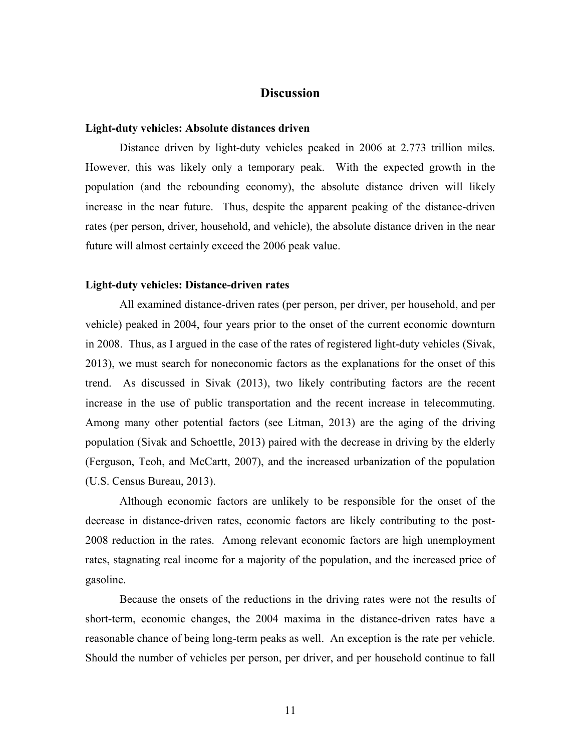## Discussion

### Light-duty vehicles: Absolute distances driven

Distance driven by light-duty vehicles peaked in 2006 at 2.773 trillion miles. However, this was likely only a temporary peak. With the expected growth in the population (and the rebounding economy), the absolute distance driven will likely increase in the near future. Thus, despite the apparent peaking of the distance-driven rates (per person, driver, household, and vehicle), the absolute distance driven in the near future will almost certainly exceed the 2006 peak value.

### Light-duty vehicles: Distance-driven rates

All examined distance-driven rates (per person, per driver, per household, and per vehicle) peaked in 2004, four years prior to the onset of the current economic downturn in 2008. Thus, as I argued in the case of the rates of registered light-duty vehicles (Sivak, 2013), we must search for noneconomic factors as the explanations for the onset of this trend. As discussed in Sivak (2013), two likely contributing factors are the recent increase in the use of public transportation and the recent increase in telecommuting. Among many other potential factors (see Litman, 2013) are the aging of the driving population (Sivak and Schoettle, 2013) paired with the decrease in driving by the elderly (Ferguson, Teoh, and McCartt, 2007), and the increased urbanization of the population (U.S. Census Bureau, 2013).

Although economic factors are unlikely to be responsible for the onset of the decrease in distance-driven rates, economic factors are likely contributing to the post-2008 reduction in the rates. Among relevant economic factors are high unemployment rates, stagnating real income for a majority of the population, and the increased price of gasoline.

Because the onsets of the reductions in the driving rates were not the results of short-term, economic changes, the 2004 maxima in the distance-driven rates have a reasonable chance of being long-term peaks as well. An exception is the rate per vehicle. Should the number of vehicles per person, per driver, and per household continue to fall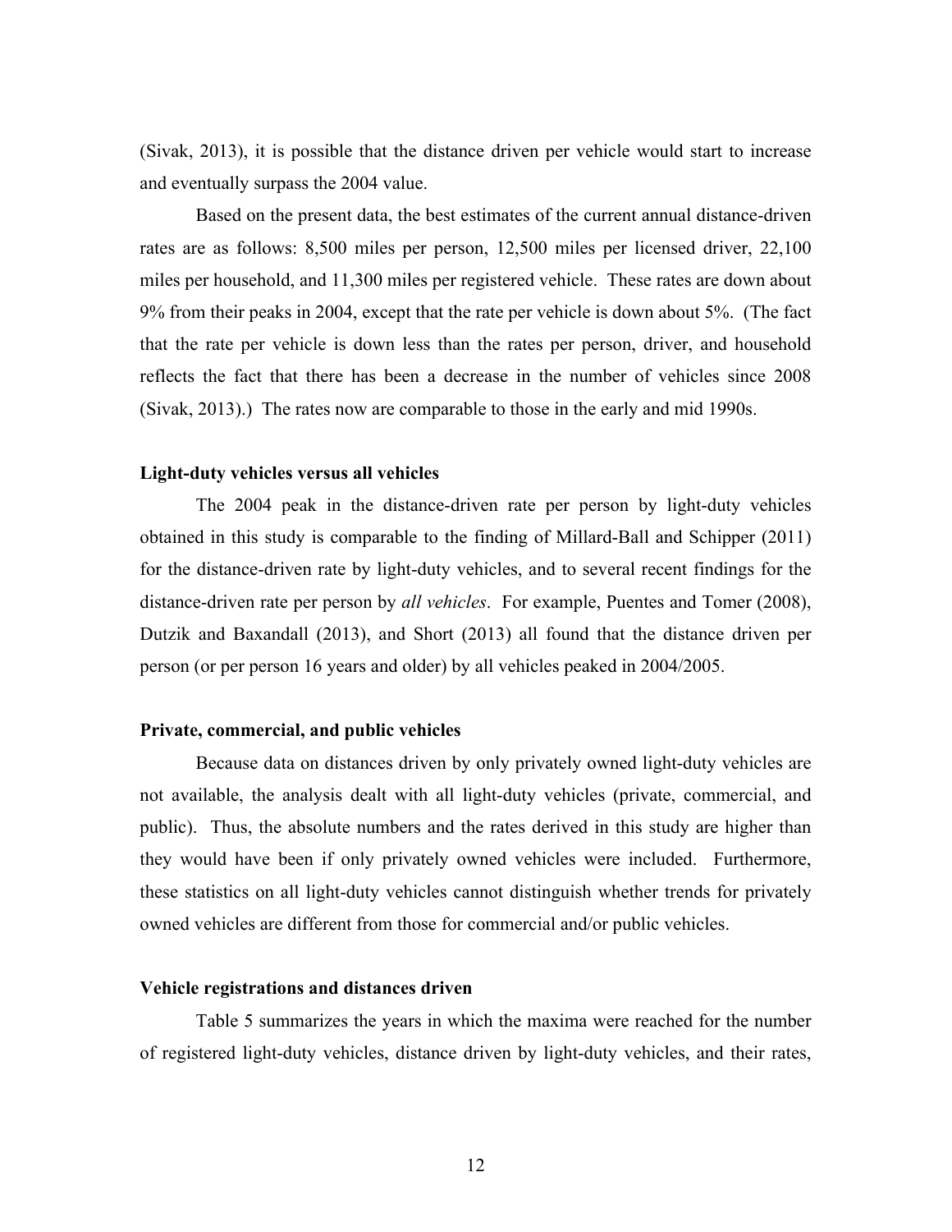(Sivak, 2013), it is possible that the distance driven per vehicle would start to increase and eventually surpass the 2004 value.

Based on the present data, the best estimates of the current annual distance-driven rates are as follows: 8,500 miles per person, 12,500 miles per licensed driver, 22,100 miles per household, and 11,300 miles per registered vehicle. These rates are down about 9% from their peaks in 2004, except that the rate per vehicle is down about 5%. (The fact that the rate per vehicle is down less than the rates per person, driver, and household reflects the fact that there has been a decrease in the number of vehicles since 2008 (Sivak, 2013).) The rates now are comparable to those in the early and mid 1990s.

**Light-duty vehicles versus all vehicles**

The 2004 peak in the distance-driven rate per person by light-duty vehicles obtained in this study is comparable to the finding of Millard-Ball and Schipper (2011) for the distance-driven rate by light-duty vehicles, and to several recent findings for the distance-driven rate per person by *all vehicles*. For example, Puentes and Tomer (2008), Dutzik and Baxandall (2013), and Short (2013) all found that the distance driven per person (or per person 16 years and older) by all vehicles peaked in 2004/2005.

**Private, commercial, and public vehicles**

Because data on distances driven by only privately owned light-duty vehicles are not available, the analysis dealt with all light-duty vehicles (private, commercial, and public). Thus, the absolute numbers and the rates derived in this study are higher than they would have been if only privately owned vehicles were included. Furthermore, these statistics on all light-duty vehicles cannot distinguish whether trends for privately owned vehicles are different from those for commercial and/or public vehicles.

**Vehicle registrations and distances driven**

Table 5 summarizes the years in which the maxima were reached for the number of registered light-duty vehicles, distance driven by light-duty vehicles, and their rates,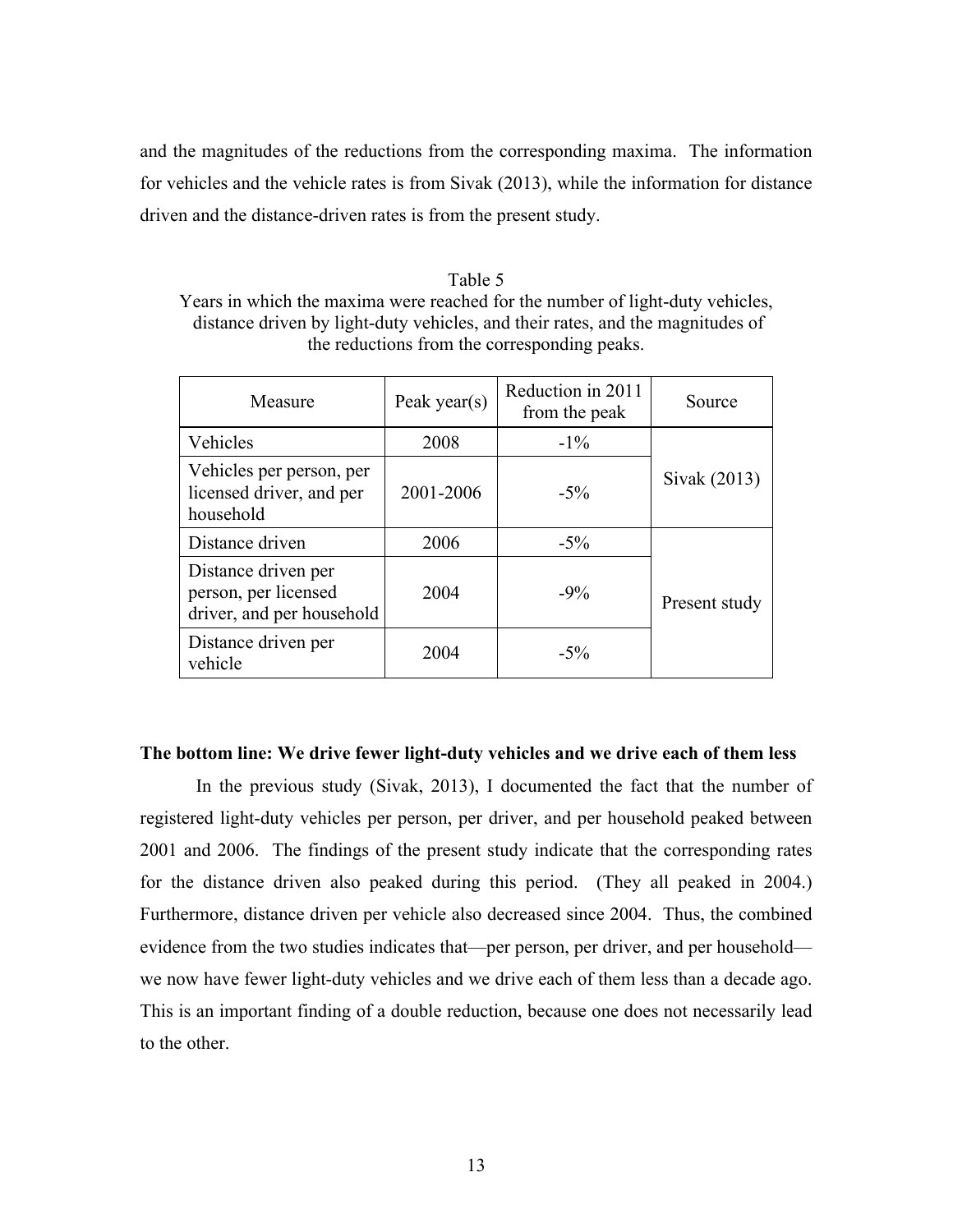and the magnitudes of the reductions from the corresponding maxima. The information for vehicles and the vehicle rates is from Sivak (2013), while the information for distance driven and the distance-driven rates is from the present study.

Table 5
Years in which the maxima were reached for the number of light-duty vehicles, distance driven by light-duty vehicles, and their rates, and the magnitudes of the reductions from the corresponding peaks.

| Measure | Peak year(s) | Reduction in 2011 from the peak | Source |
| --- | --- | --- | --- |
| Vehicles | 2008 | -1% | Sivak (2013) |
| Vehicles per person, per licensed driver, and per household | 2001-2006 | -5% | |
| Distance driven | 2006 | -5% | Present study |
| Distance driven per person, per licensed driver, and per household | 2004 | -9% | |
| Distance driven per vehicle | 2004 | -5% | |

**The bottom line: We drive fewer light-duty vehicles and we drive each of them less**

In the previous study (Sivak, 2013), I documented the fact that the number of registered light-duty vehicles per person, per driver, and per household peaked between 2001 and 2006. The findings of the present study indicate that the corresponding rates for the distance driven also peaked during this period. (They all peaked in 2004.) Furthermore, distance driven per vehicle also decreased since 2004. Thus, the combined evidence from the two studies indicates that—per person, per driver, and per household—we now have fewer light-duty vehicles and we drive each of them less than a decade ago. This is an important finding of a double reduction, because one does not necessarily lead to the other.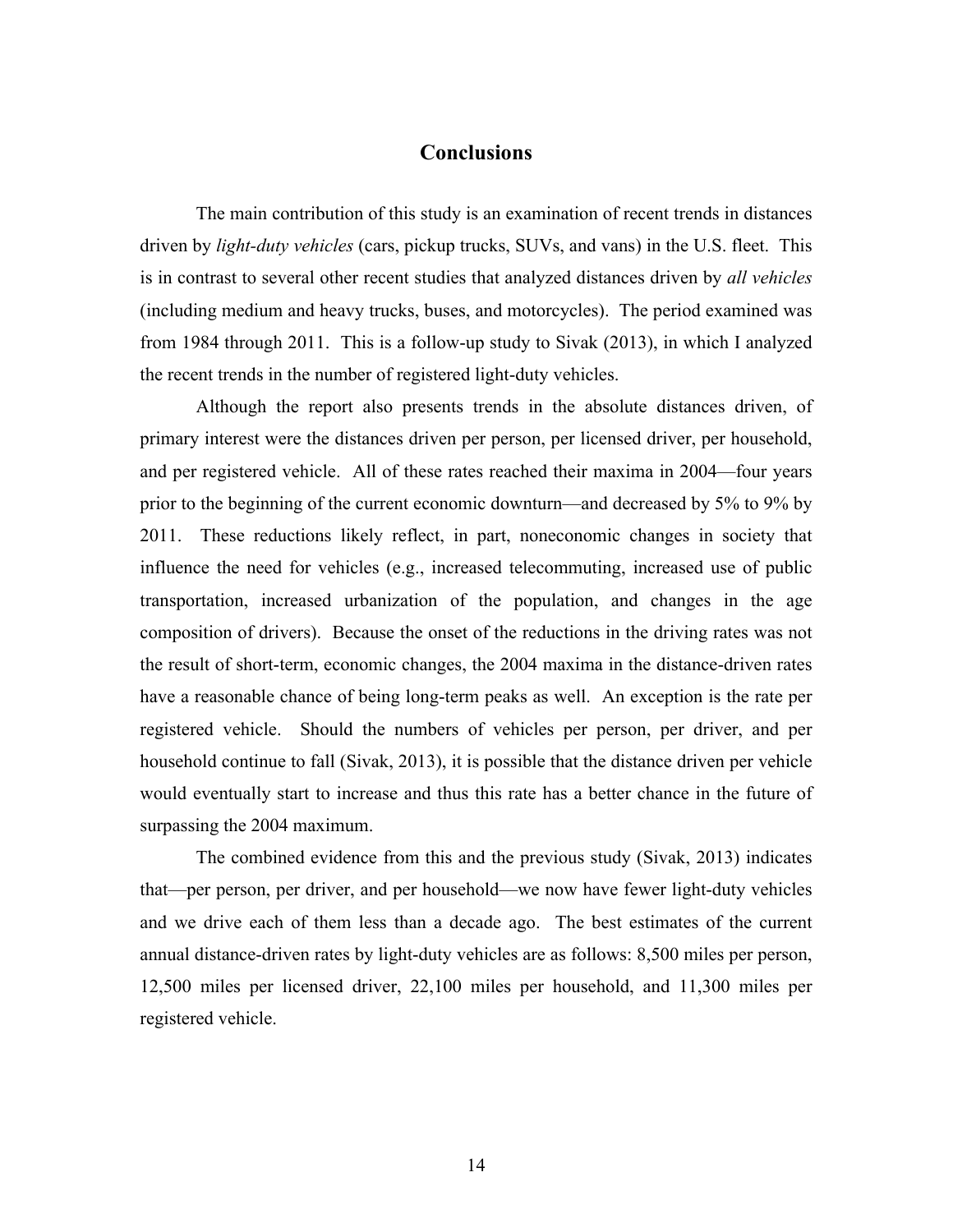# Conclusions

The main contribution of this study is an examination of recent trends in distances driven by *light-duty vehicles* (cars, pickup trucks, SUVs, and vans) in the U.S. fleet. This is in contrast to several other recent studies that analyzed distances driven by *all vehicles* (including medium and heavy trucks, buses, and motorcycles). The period examined was from 1984 through 2011. This is a follow-up study to Sivak (2013), in which I analyzed the recent trends in the number of registered light-duty vehicles.

Although the report also presents trends in the absolute distances driven, of primary interest were the distances driven per person, per licensed driver, per household, and per registered vehicle. All of these rates reached their maxima in 2004—four years prior to the beginning of the current economic downturn—and decreased by 5% to 9% by 2011. These reductions likely reflect, in part, noneconomic changes in society that influence the need for vehicles (e.g., increased telecommuting, increased use of public transportation, increased urbanization of the population, and changes in the age composition of drivers). Because the onset of the reductions in the driving rates was not the result of short-term, economic changes, the 2004 maxima in the distance-driven rates have a reasonable chance of being long-term peaks as well. An exception is the rate per registered vehicle. Should the numbers of vehicles per person, per driver, and per household continue to fall (Sivak, 2013), it is possible that the distance driven per vehicle would eventually start to increase and thus this rate has a better chance in the future of surpassing the 2004 maximum.

The combined evidence from this and the previous study (Sivak, 2013) indicates that—per person, per driver, and per household—we now have fewer light-duty vehicles and we drive each of them less than a decade ago. The best estimates of the current annual distance-driven rates by light-duty vehicles are as follows: 8,500 miles per person, 12,500 miles per licensed driver, 22,100 miles per household, and 11,300 miles per registered vehicle.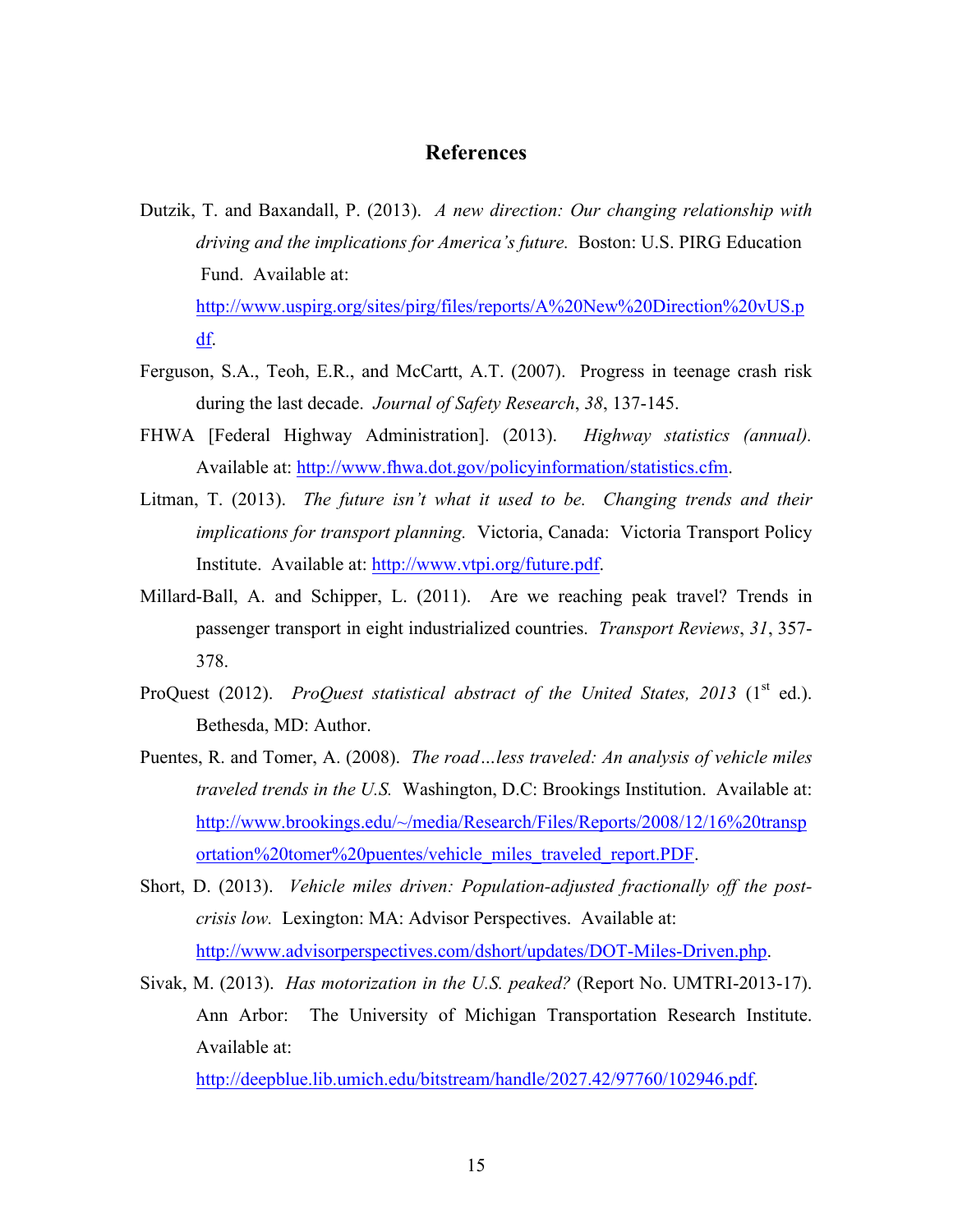# References

Dutzik, T. and Baxandall, P. (2013). *A new direction: Our changing relationship with driving and the implications for America's future.* Boston: U.S. PIRG Education Fund. Available at: http://www.uspirg.org/sites/pirg/files/reports/A%20New%20Direction%20vUS.pdf.

Ferguson, S.A., Teoh, E.R., and McCartt, A.T. (2007). Progress in teenage crash risk during the last decade. *Journal of Safety Research*, *38*, 137-145.

FHWA [Federal Highway Administration]. (2013). *Highway statistics (annual).* Available at: http://www.fhwa.dot.gov/policyinformation/statistics.cfm.

Litman, T. (2013). *The future isn't what it used to be. Changing trends and their implications for transport planning.* Victoria, Canada: Victoria Transport Policy Institute. Available at: http://www.vtpi.org/future.pdf.

Millard-Ball, A. and Schipper, L. (2011). Are we reaching peak travel? Trends in passenger transport in eight industrialized countries. *Transport Reviews*, *31*, 357-378.

ProQuest (2012). *ProQuest statistical abstract of the United States, 2013* (1st ed.). Bethesda, MD: Author.

Puentes, R. and Tomer, A. (2008). *The road…less traveled: An analysis of vehicle miles traveled trends in the U.S.* Washington, D.C: Brookings Institution. Available at: http://www.brookings.edu/~/media/Research/Files/Reports/2008/12/16%20transportation%20tomer%20puentes/vehicle_miles_traveled_report.PDF.

Short, D. (2013). *Vehicle miles driven: Population-adjusted fractionally off the post-crisis low.* Lexington: MA: Advisor Perspectives. Available at: http://www.advisorperspectives.com/dshort/updates/DOT-Miles-Driven.php.

Sivak, M. (2013). *Has motorization in the U.S. peaked?* (Report No. UMTRI-2013-17). Ann Arbor: The University of Michigan Transportation Research Institute. Available at: http://deepblue.lib.umich.edu/bitstream/handle/2027.42/97760/102946.pdf.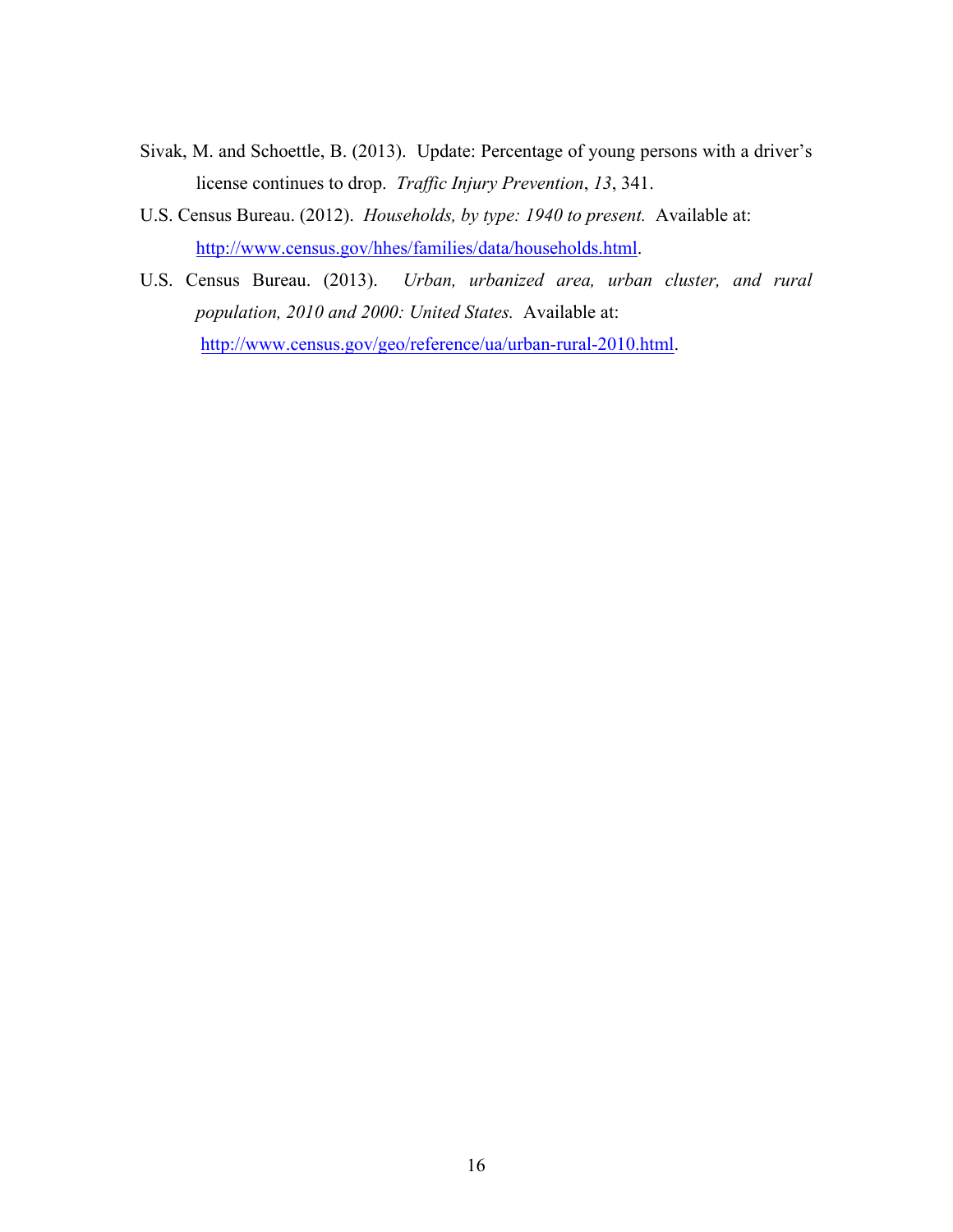Sivak, M. and Schoettle, B. (2013). Update: Percentage of young persons with a driver's license continues to drop. *Traffic Injury Prevention*, *13*, 341.

U.S. Census Bureau. (2012). *Households, by type: 1940 to present.* Available at: http://www.census.gov/hhes/families/data/households.html.

U.S. Census Bureau. (2013). *Urban, urbanized area, urban cluster, and rural population, 2010 and 2000: United States.* Available at: http://www.census.gov/geo/reference/ua/urban-rural-2010.html.